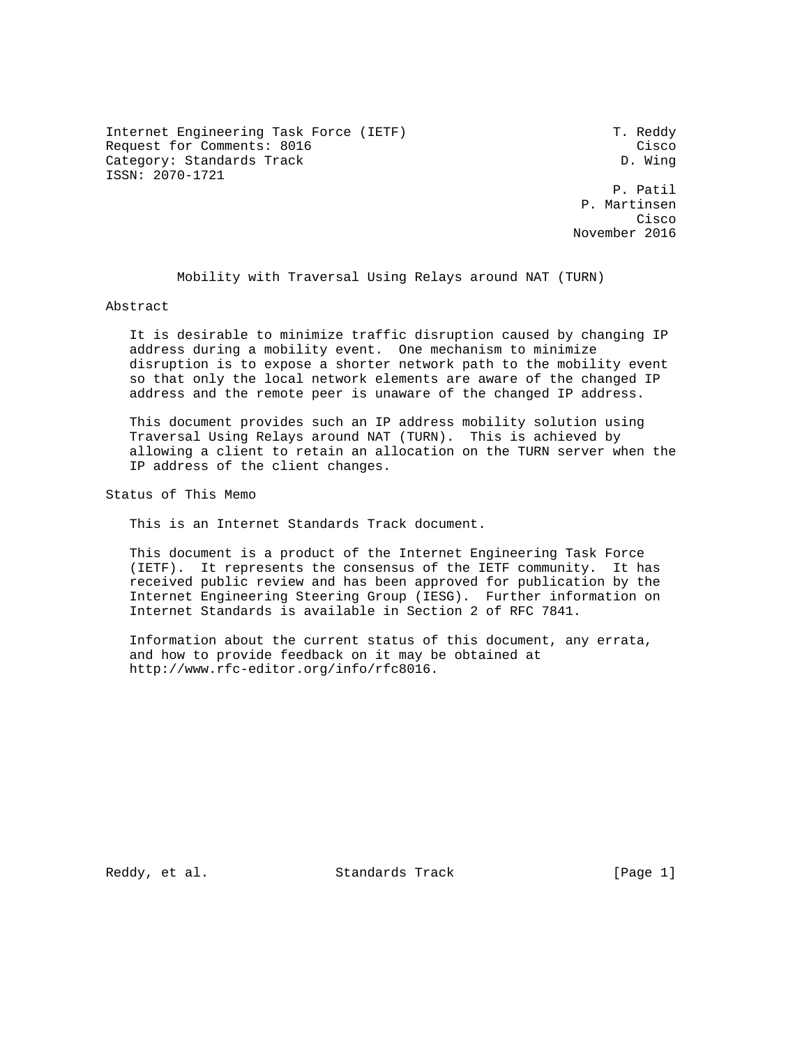Internet Engineering Task Force (IETF) T. Reddy
Request for Comments: 8016 Cisco
Category: Standards Track D. Wing
ISSN: 2070-1721

P. Patil
P. Martinsen
Cisco
November 2016

# Mobility with Traversal Using Relays around NAT (TURN)

## Abstract

It is desirable to minimize traffic disruption caused by changing IP address during a mobility event. One mechanism to minimize disruption is to expose a shorter network path to the mobility event so that only the local network elements are aware of the changed IP address and the remote peer is unaware of the changed IP address.

This document provides such an IP address mobility solution using Traversal Using Relays around NAT (TURN). This is achieved by allowing a client to retain an allocation on the TURN server when the IP address of the client changes.

## Status of This Memo

This is an Internet Standards Track document.

This document is a product of the Internet Engineering Task Force (IETF). It represents the consensus of the IETF community. It has received public review and has been approved for publication by the Internet Engineering Steering Group (IESG). Further information on Internet Standards is available in Section 2 of RFC 7841.

Information about the current status of this document, any errata, and how to provide feedback on it may be obtained at http://www.rfc-editor.org/info/rfc8016.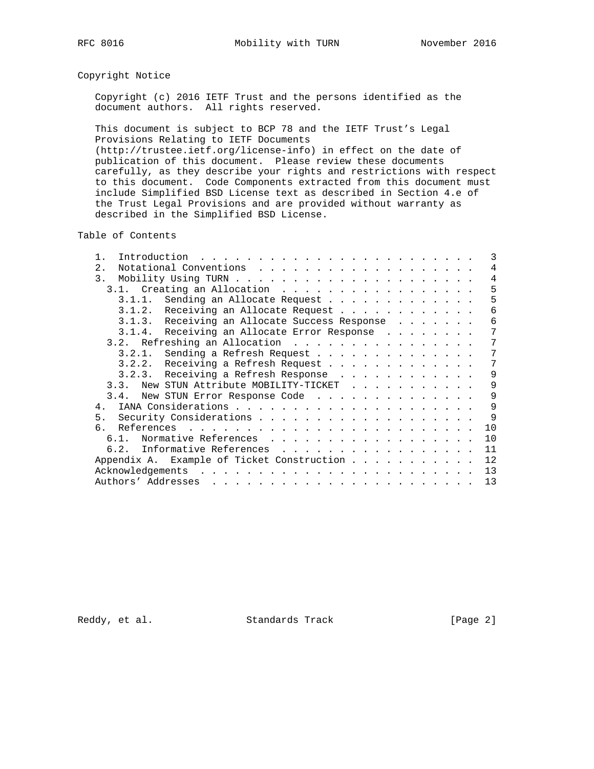## Copyright Notice

Copyright (c) 2016 IETF Trust and the persons identified as the document authors. All rights reserved.

This document is subject to BCP 78 and the IETF Trust's Legal Provisions Relating to IETF Documents (http://trustee.ietf.org/license-info) in effect on the date of publication of this document. Please review these documents carefully, as they describe your rights and restrictions with respect to this document. Code Components extracted from this document must include Simplified BSD License text as described in Section 4.e of the Trust Legal Provisions and are provided without warranty as described in the Simplified BSD License.

## Table of Contents

```
   1.  Introduction . . . . . . . . . . . . . . . . . . . . . . . .   3
   2.  Notational Conventions . . . . . . . . . . . . . . . . . . .   4
   3.  Mobility Using TURN  . . . . . . . . . . . . . . . . . . . .   4
     3.1.  Creating an Allocation . . . . . . . . . . . . . . . . .   5
       3.1.1.  Sending an Allocate Request  . . . . . . . . . . . .   5
       3.1.2.  Receiving an Allocate Request  . . . . . . . . . . .   6
       3.1.3.  Receiving an Allocate Success Response . . . . . . .   6
       3.1.4.  Receiving an Allocate Error Response . . . . . . . .   7
     3.2.  Refreshing an Allocation . . . . . . . . . . . . . . . .   7
       3.2.1.  Sending a Refresh Request  . . . . . . . . . . . . .   7
       3.2.2.  Receiving a Refresh Request  . . . . . . . . . . . .   7
       3.2.3.  Receiving a Refresh Response . . . . . . . . . . . .   9
     3.3.  New STUN Attribute MOBILITY-TICKET . . . . . . . . . . .   9
     3.4.  New STUN Error Response Code . . . . . . . . . . . . . .   9
   4.  IANA Considerations  . . . . . . . . . . . . . . . . . . . .   9
   5.  Security Considerations  . . . . . . . . . . . . . . . . . .   9
   6.  References . . . . . . . . . . . . . . . . . . . . . . . . .  10
     6.1.  Normative References . . . . . . . . . . . . . . . . . .  10
     6.2.  Informative References . . . . . . . . . . . . . . . . .  11
   Appendix A.  Example of Ticket Construction  . . . . . . . . . .  12
   Acknowledgements . . . . . . . . . . . . . . . . . . . . . . . .  13
   Authors' Addresses . . . . . . . . . . . . . . . . . . . . . . .  13
```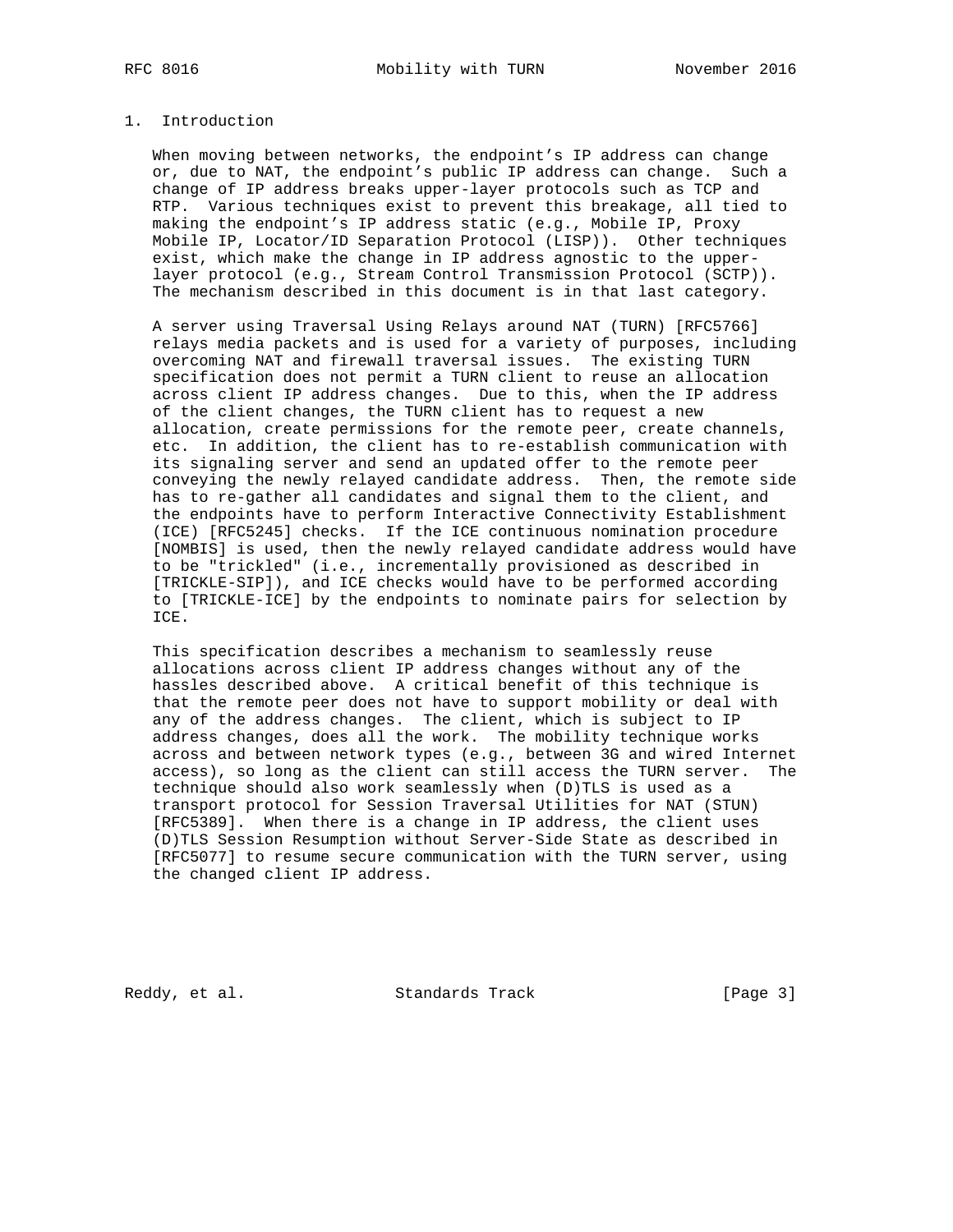# 1. Introduction

When moving between networks, the endpoint’s IP address can change or, due to NAT, the endpoint’s public IP address can change. Such a change of IP address breaks upper-layer protocols such as TCP and RTP. Various techniques exist to prevent this breakage, all tied to making the endpoint’s IP address static (e.g., Mobile IP, Proxy Mobile IP, Locator/ID Separation Protocol (LISP)). Other techniques exist, which make the change in IP address agnostic to the upper-layer protocol (e.g., Stream Control Transmission Protocol (SCTP)). The mechanism described in this document is in that last category.

A server using Traversal Using Relays around NAT (TURN) [RFC5766] relays media packets and is used for a variety of purposes, including overcoming NAT and firewall traversal issues. The existing TURN specification does not permit a TURN client to reuse an allocation across client IP address changes. Due to this, when the IP address of the client changes, the TURN client has to request a new allocation, create permissions for the remote peer, create channels, etc. In addition, the client has to re-establish communication with its signaling server and send an updated offer to the remote peer conveying the newly relayed candidate address. Then, the remote side has to re-gather all candidates and signal them to the client, and the endpoints have to perform Interactive Connectivity Establishment (ICE) [RFC5245] checks. If the ICE continuous nomination procedure [NOMBIS] is used, then the newly relayed candidate address would have to be "trickled" (i.e., incrementally provisioned as described in [TRICKLE-SIP]), and ICE checks would have to be performed according to [TRICKLE-ICE] by the endpoints to nominate pairs for selection by ICE.

This specification describes a mechanism to seamlessly reuse allocations across client IP address changes without any of the hassles described above. A critical benefit of this technique is that the remote peer does not have to support mobility or deal with any of the address changes. The client, which is subject to IP address changes, does all the work. The mobility technique works across and between network types (e.g., between 3G and wired Internet access), so long as the client can still access the TURN server. The technique should also work seamlessly when (D)TLS is used as a transport protocol for Session Traversal Utilities for NAT (STUN) [RFC5389]. When there is a change in IP address, the client uses (D)TLS Session Resumption without Server-Side State as described in [RFC5077] to resume secure communication with the TURN server, using the changed client IP address.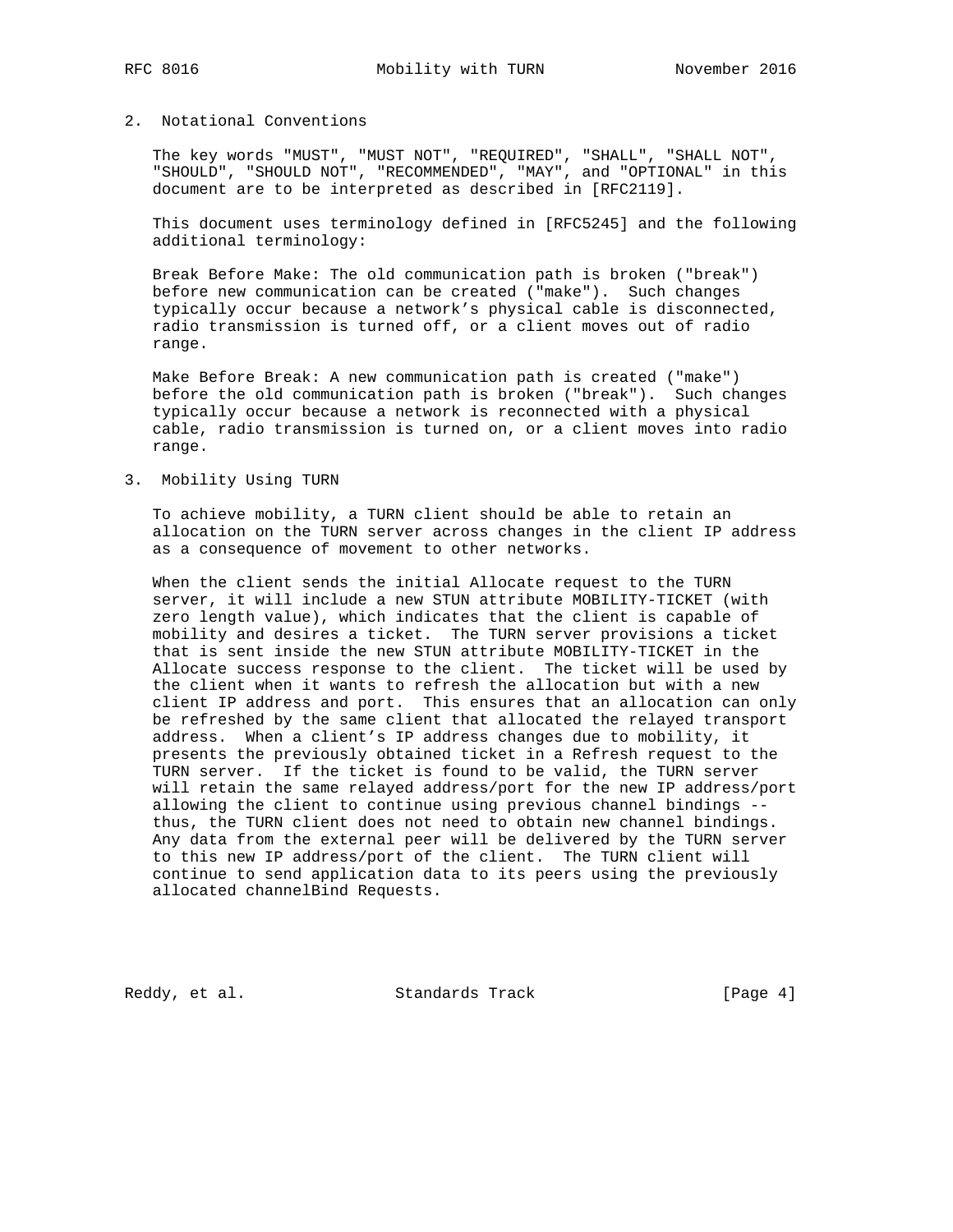## 2. Notational Conventions

The key words "MUST", "MUST NOT", "REQUIRED", "SHALL", "SHALL NOT", "SHOULD", "SHOULD NOT", "RECOMMENDED", "MAY", and "OPTIONAL" in this document are to be interpreted as described in [RFC2119].

This document uses terminology defined in [RFC5245] and the following additional terminology:

Break Before Make: The old communication path is broken ("break") before new communication can be created ("make"). Such changes typically occur because a network's physical cable is disconnected, radio transmission is turned off, or a client moves out of radio range.

Make Before Break: A new communication path is created ("make") before the old communication path is broken ("break"). Such changes typically occur because a network is reconnected with a physical cable, radio transmission is turned on, or a client moves into radio range.

## 3. Mobility Using TURN

To achieve mobility, a TURN client should be able to retain an allocation on the TURN server across changes in the client IP address as a consequence of movement to other networks.

When the client sends the initial Allocate request to the TURN server, it will include a new STUN attribute MOBILITY-TICKET (with zero length value), which indicates that the client is capable of mobility and desires a ticket. The TURN server provisions a ticket that is sent inside the new STUN attribute MOBILITY-TICKET in the Allocate success response to the client. The ticket will be used by the client when it wants to refresh the allocation but with a new client IP address and port. This ensures that an allocation can only be refreshed by the same client that allocated the relayed transport address. When a client's IP address changes due to mobility, it presents the previously obtained ticket in a Refresh request to the TURN server. If the ticket is found to be valid, the TURN server will retain the same relayed address/port for the new IP address/port allowing the client to continue using previous channel bindings -- thus, the TURN client does not need to obtain new channel bindings. Any data from the external peer will be delivered by the TURN server to this new IP address/port of the client. The TURN client will continue to send application data to its peers using the previously allocated channelBind Requests.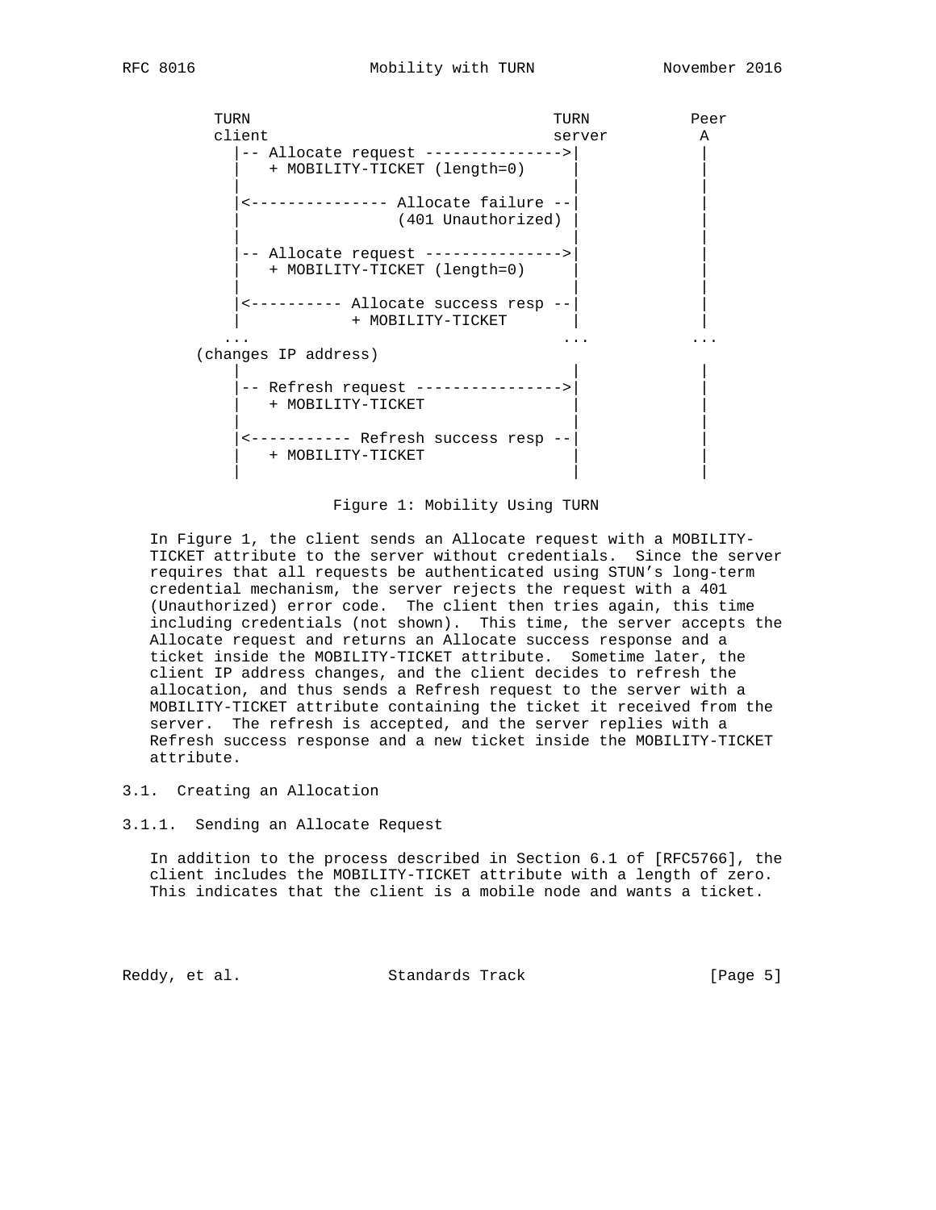```
       TURN                                 TURN           Peer
       client                               server          A
         |-- Allocate request --------------->|             |
         |   + MOBILITY-TICKET (length=0)     |             |
         |                                    |             |
         |<--------------- Allocate failure --|             |
         |                 (401 Unauthorized) |             |
         |                                    |             |
         |-- Allocate request --------------->|             |
         |   + MOBILITY-TICKET (length=0)     |             |
         |                                    |             |
         |<---------- Allocate success resp --|             |
         |            + MOBILITY-TICKET       |             |
        ...                                  ...           ...
     (changes IP address)
         |                                    |             |
         |-- Refresh request ---------------->|             |
         |   + MOBILITY-TICKET                |             |
         |                                    |             |
         |<----------- Refresh success resp --|             |
         |   + MOBILITY-TICKET                |             |
         |                                    |             |
```

Figure 1: Mobility Using TURN

In Figure 1, the client sends an Allocate request with a MOBILITY-TICKET attribute to the server without credentials. Since the server requires that all requests be authenticated using STUN's long-term credential mechanism, the server rejects the request with a 401 (Unauthorized) error code. The client then tries again, this time including credentials (not shown). This time, the server accepts the Allocate request and returns an Allocate success response and a ticket inside the MOBILITY-TICKET attribute. Sometime later, the client IP address changes, and the client decides to refresh the allocation, and thus sends a Refresh request to the server with a MOBILITY-TICKET attribute containing the ticket it received from the server. The refresh is accepted, and the server replies with a Refresh success response and a new ticket inside the MOBILITY-TICKET attribute.

## 3.1. Creating an Allocation

### 3.1.1. Sending an Allocate Request

In addition to the process described in Section 6.1 of [RFC5766], the client includes the MOBILITY-TICKET attribute with a length of zero. This indicates that the client is a mobile node and wants a ticket.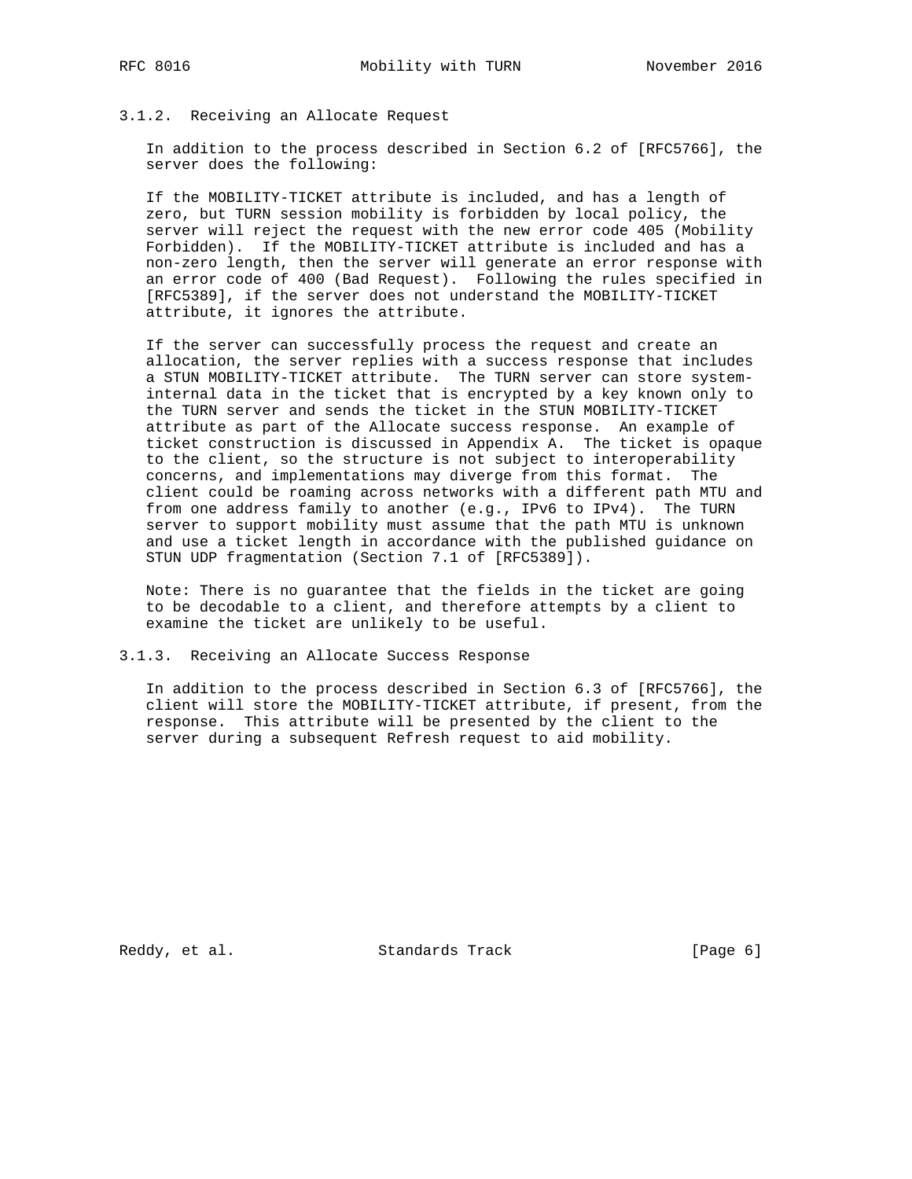### 3.1.2. Receiving an Allocate Request

In addition to the process described in Section 6.2 of [RFC5766], the server does the following:

If the MOBILITY-TICKET attribute is included, and has a length of zero, but TURN session mobility is forbidden by local policy, the server will reject the request with the new error code 405 (Mobility Forbidden). If the MOBILITY-TICKET attribute is included and has a non-zero length, then the server will generate an error response with an error code of 400 (Bad Request). Following the rules specified in [RFC5389], if the server does not understand the MOBILITY-TICKET attribute, it ignores the attribute.

If the server can successfully process the request and create an allocation, the server replies with a success response that includes a STUN MOBILITY-TICKET attribute. The TURN server can store system-internal data in the ticket that is encrypted by a key known only to the TURN server and sends the ticket in the STUN MOBILITY-TICKET attribute as part of the Allocate success response. An example of ticket construction is discussed in Appendix A. The ticket is opaque to the client, so the structure is not subject to interoperability concerns, and implementations may diverge from this format. The client could be roaming across networks with a different path MTU and from one address family to another (e.g., IPv6 to IPv4). The TURN server to support mobility must assume that the path MTU is unknown and use a ticket length in accordance with the published guidance on STUN UDP fragmentation (Section 7.1 of [RFC5389]).

Note: There is no guarantee that the fields in the ticket are going to be decodable to a client, and therefore attempts by a client to examine the ticket are unlikely to be useful.

### 3.1.3. Receiving an Allocate Success Response

In addition to the process described in Section 6.3 of [RFC5766], the client will store the MOBILITY-TICKET attribute, if present, from the response. This attribute will be presented by the client to the server during a subsequent Refresh request to aid mobility.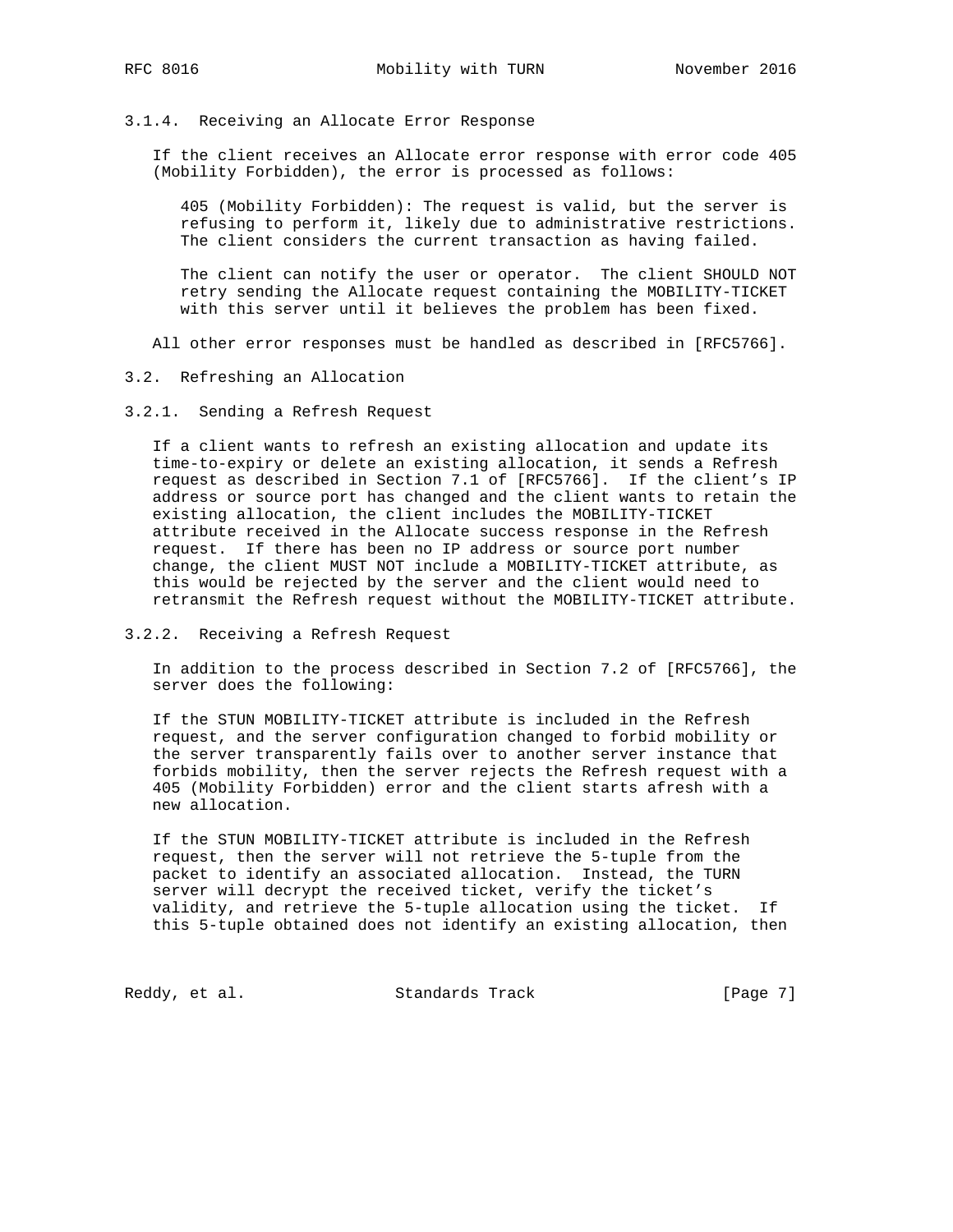#### 3.1.4. Receiving an Allocate Error Response

If the client receives an Allocate error response with error code 405 (Mobility Forbidden), the error is processed as follows:

> 405 (Mobility Forbidden): The request is valid, but the server is refusing to perform it, likely due to administrative restrictions. The client considers the current transaction as having failed.
>
> The client can notify the user or operator. The client SHOULD NOT retry sending the Allocate request containing the MOBILITY-TICKET with this server until it believes the problem has been fixed.

All other error responses must be handled as described in [RFC5766].

### 3.2. Refreshing an Allocation

#### 3.2.1. Sending a Refresh Request

If a client wants to refresh an existing allocation and update its time-to-expiry or delete an existing allocation, it sends a Refresh request as described in Section 7.1 of [RFC5766]. If the client's IP address or source port has changed and the client wants to retain the existing allocation, the client includes the MOBILITY-TICKET attribute received in the Allocate success response in the Refresh request. If there has been no IP address or source port number change, the client MUST NOT include a MOBILITY-TICKET attribute, as this would be rejected by the server and the client would need to retransmit the Refresh request without the MOBILITY-TICKET attribute.

#### 3.2.2. Receiving a Refresh Request

In addition to the process described in Section 7.2 of [RFC5766], the server does the following:

If the STUN MOBILITY-TICKET attribute is included in the Refresh request, and the server configuration changed to forbid mobility or the server transparently fails over to another server instance that forbids mobility, then the server rejects the Refresh request with a 405 (Mobility Forbidden) error and the client starts afresh with a new allocation.

If the STUN MOBILITY-TICKET attribute is included in the Refresh request, then the server will not retrieve the 5-tuple from the packet to identify an associated allocation. Instead, the TURN server will decrypt the received ticket, verify the ticket's validity, and retrieve the 5-tuple allocation using the ticket. If this 5-tuple obtained does not identify an existing allocation, then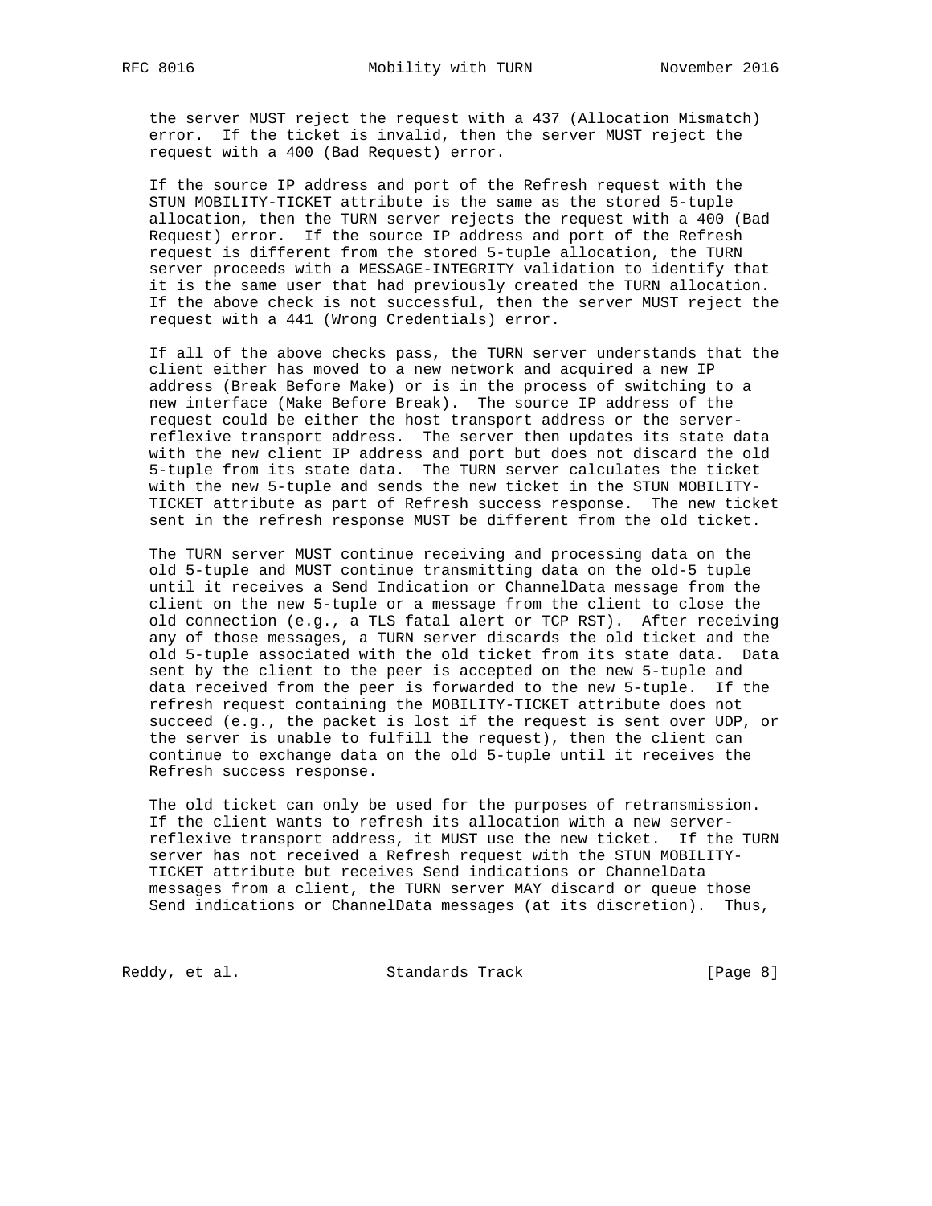the server MUST reject the request with a 437 (Allocation Mismatch) error. If the ticket is invalid, then the server MUST reject the request with a 400 (Bad Request) error.

If the source IP address and port of the Refresh request with the STUN MOBILITY-TICKET attribute is the same as the stored 5-tuple allocation, then the TURN server rejects the request with a 400 (Bad Request) error. If the source IP address and port of the Refresh request is different from the stored 5-tuple allocation, the TURN server proceeds with a MESSAGE-INTEGRITY validation to identify that it is the same user that had previously created the TURN allocation. If the above check is not successful, then the server MUST reject the request with a 441 (Wrong Credentials) error.

If all of the above checks pass, the TURN server understands that the client either has moved to a new network and acquired a new IP address (Break Before Make) or is in the process of switching to a new interface (Make Before Break). The source IP address of the request could be either the host transport address or the server-reflexive transport address. The server then updates its state data with the new client IP address and port but does not discard the old 5-tuple from its state data. The TURN server calculates the ticket with the new 5-tuple and sends the new ticket in the STUN MOBILITY-TICKET attribute as part of Refresh success response. The new ticket sent in the refresh response MUST be different from the old ticket.

The TURN server MUST continue receiving and processing data on the old 5-tuple and MUST continue transmitting data on the old-5 tuple until it receives a Send Indication or ChannelData message from the client on the new 5-tuple or a message from the client to close the old connection (e.g., a TLS fatal alert or TCP RST). After receiving any of those messages, a TURN server discards the old ticket and the old 5-tuple associated with the old ticket from its state data. Data sent by the client to the peer is accepted on the new 5-tuple and data received from the peer is forwarded to the new 5-tuple. If the refresh request containing the MOBILITY-TICKET attribute does not succeed (e.g., the packet is lost if the request is sent over UDP, or the server is unable to fulfill the request), then the client can continue to exchange data on the old 5-tuple until it receives the Refresh success response.

The old ticket can only be used for the purposes of retransmission. If the client wants to refresh its allocation with a new server-reflexive transport address, it MUST use the new ticket. If the TURN server has not received a Refresh request with the STUN MOBILITY-TICKET attribute but receives Send indications or ChannelData messages from a client, the TURN server MAY discard or queue those Send indications or ChannelData messages (at its discretion). Thus,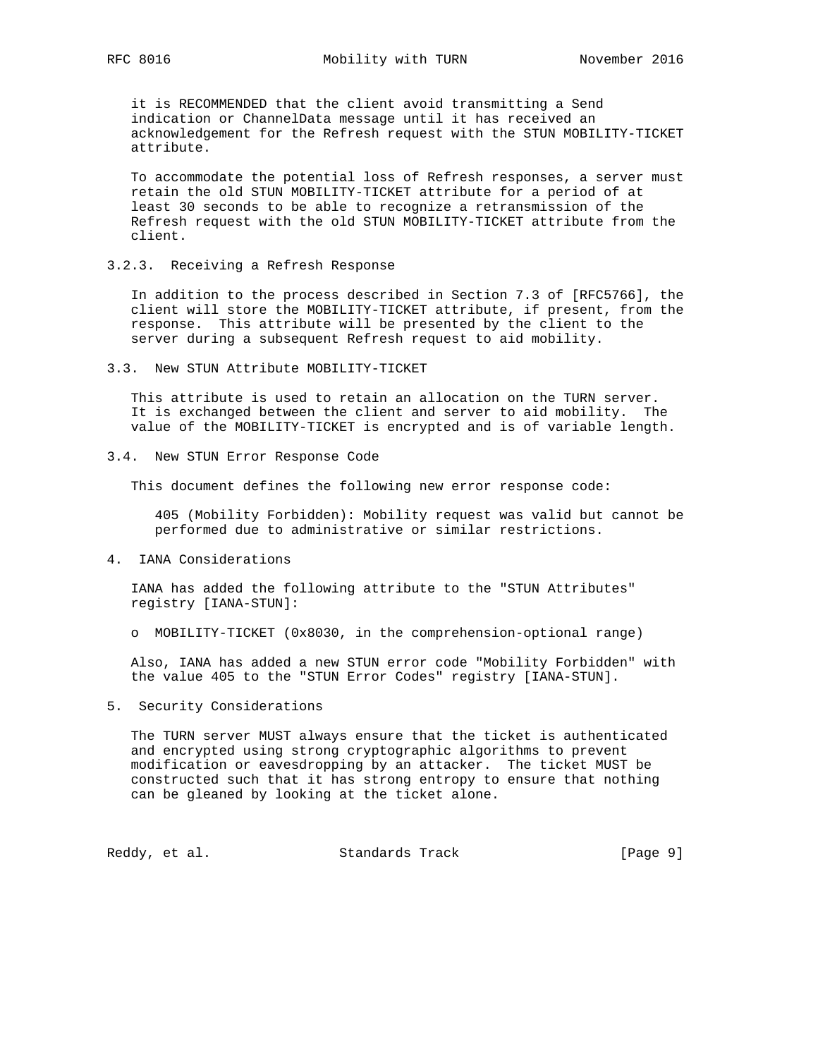it is RECOMMENDED that the client avoid transmitting a Send indication or ChannelData message until it has received an acknowledgement for the Refresh request with the STUN MOBILITY-TICKET attribute.

To accommodate the potential loss of Refresh responses, a server must retain the old STUN MOBILITY-TICKET attribute for a period of at least 30 seconds to be able to recognize a retransmission of the Refresh request with the old STUN MOBILITY-TICKET attribute from the client.

### 3.2.3. Receiving a Refresh Response

In addition to the process described in Section 7.3 of [RFC5766], the client will store the MOBILITY-TICKET attribute, if present, from the response. This attribute will be presented by the client to the server during a subsequent Refresh request to aid mobility.

## 3.3. New STUN Attribute MOBILITY-TICKET

This attribute is used to retain an allocation on the TURN server. It is exchanged between the client and server to aid mobility. The value of the MOBILITY-TICKET is encrypted and is of variable length.

## 3.4. New STUN Error Response Code

This document defines the following new error response code:

405 (Mobility Forbidden): Mobility request was valid but cannot be performed due to administrative or similar restrictions.

# 4. IANA Considerations

IANA has added the following attribute to the "STUN Attributes" registry [IANA-STUN]:

- MOBILITY-TICKET (0x8030, in the comprehension-optional range)

Also, IANA has added a new STUN error code "Mobility Forbidden" with the value 405 to the "STUN Error Codes" registry [IANA-STUN].

# 5. Security Considerations

The TURN server MUST always ensure that the ticket is authenticated and encrypted using strong cryptographic algorithms to prevent modification or eavesdropping by an attacker. The ticket MUST be constructed such that it has strong entropy to ensure that nothing can be gleaned by looking at the ticket alone.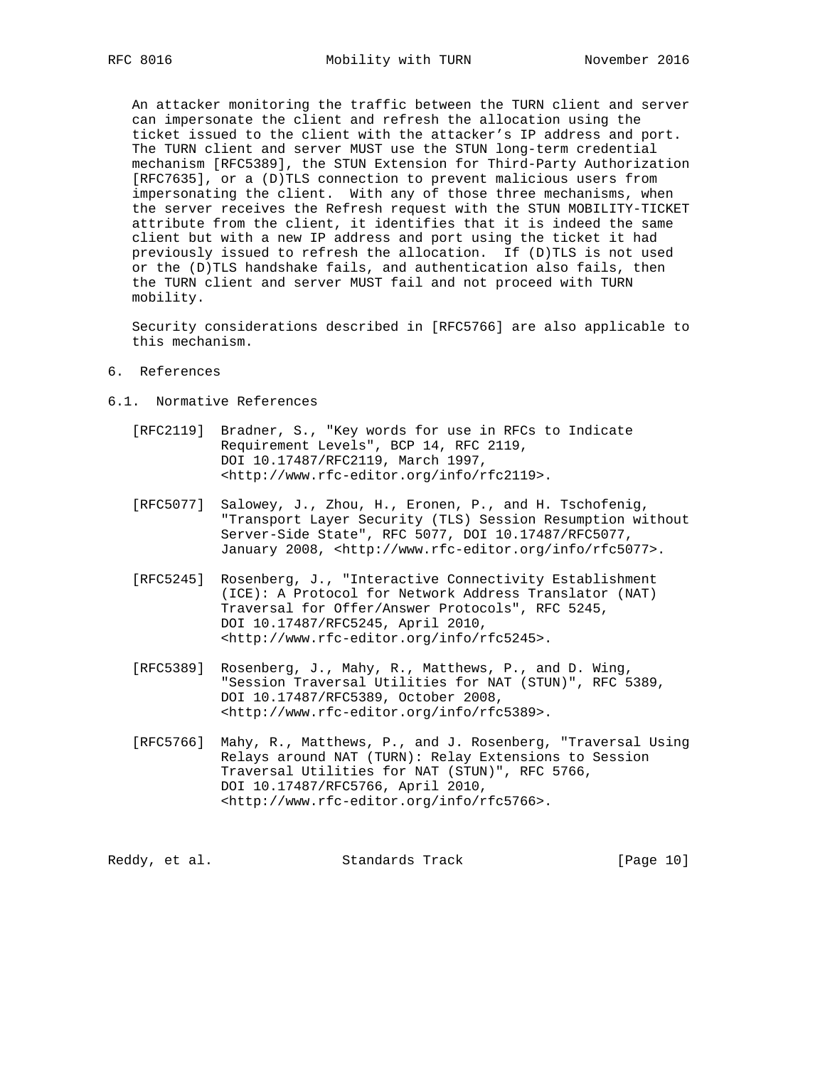An attacker monitoring the traffic between the TURN client and server can impersonate the client and refresh the allocation using the ticket issued to the client with the attacker's IP address and port. The TURN client and server MUST use the STUN long-term credential mechanism [RFC5389], the STUN Extension for Third-Party Authorization [RFC7635], or a (D)TLS connection to prevent malicious users from impersonating the client. With any of those three mechanisms, when the server receives the Refresh request with the STUN MOBILITY-TICKET attribute from the client, it identifies that it is indeed the same client but with a new IP address and port using the ticket it had previously issued to refresh the allocation. If (D)TLS is not used or the (D)TLS handshake fails, and authentication also fails, then the TURN client and server MUST fail and not proceed with TURN mobility.

Security considerations described in [RFC5766] are also applicable to this mechanism.

# 6. References

## 6.1. Normative References

[RFC2119] Bradner, S., "Key words for use in RFCs to Indicate Requirement Levels", BCP 14, RFC 2119, DOI 10.17487/RFC2119, March 1997, <http://www.rfc-editor.org/info/rfc2119>.

[RFC5077] Salowey, J., Zhou, H., Eronen, P., and H. Tschofenig, "Transport Layer Security (TLS) Session Resumption without Server-Side State", RFC 5077, DOI 10.17487/RFC5077, January 2008, <http://www.rfc-editor.org/info/rfc5077>.

[RFC5245] Rosenberg, J., "Interactive Connectivity Establishment (ICE): A Protocol for Network Address Translator (NAT) Traversal for Offer/Answer Protocols", RFC 5245, DOI 10.17487/RFC5245, April 2010, <http://www.rfc-editor.org/info/rfc5245>.

[RFC5389] Rosenberg, J., Mahy, R., Matthews, P., and D. Wing, "Session Traversal Utilities for NAT (STUN)", RFC 5389, DOI 10.17487/RFC5389, October 2008, <http://www.rfc-editor.org/info/rfc5389>.

[RFC5766] Mahy, R., Matthews, P., and J. Rosenberg, "Traversal Using Relays around NAT (TURN): Relay Extensions to Session Traversal Utilities for NAT (STUN)", RFC 5766, DOI 10.17487/RFC5766, April 2010, <http://www.rfc-editor.org/info/rfc5766>.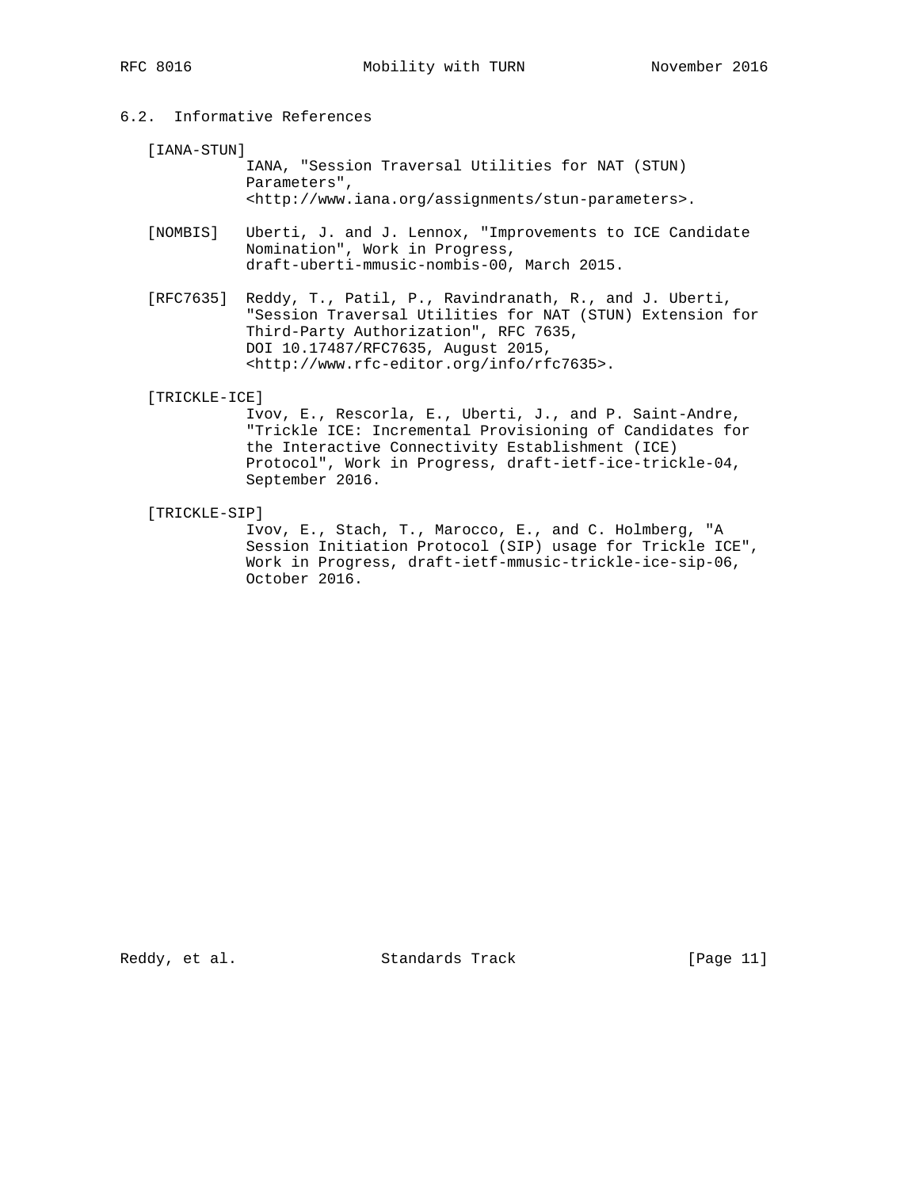## 6.2. Informative References

[IANA-STUN]
IANA, "Session Traversal Utilities for NAT (STUN) Parameters", <http://www.iana.org/assignments/stun-parameters>.

[NOMBIS] Uberti, J. and J. Lennox, "Improvements to ICE Candidate Nomination", Work in Progress, draft-uberti-mmusic-nombis-00, March 2015.

[RFC7635] Reddy, T., Patil, P., Ravindranath, R., and J. Uberti, "Session Traversal Utilities for NAT (STUN) Extension for Third-Party Authorization", RFC 7635, DOI 10.17487/RFC7635, August 2015, <http://www.rfc-editor.org/info/rfc7635>.

[TRICKLE-ICE]
Ivov, E., Rescorla, E., Uberti, J., and P. Saint-Andre, "Trickle ICE: Incremental Provisioning of Candidates for the Interactive Connectivity Establishment (ICE) Protocol", Work in Progress, draft-ietf-ice-trickle-04, September 2016.

[TRICKLE-SIP]
Ivov, E., Stach, T., Marocco, E., and C. Holmberg, "A Session Initiation Protocol (SIP) usage for Trickle ICE", Work in Progress, draft-ietf-mmusic-trickle-ice-sip-06, October 2016.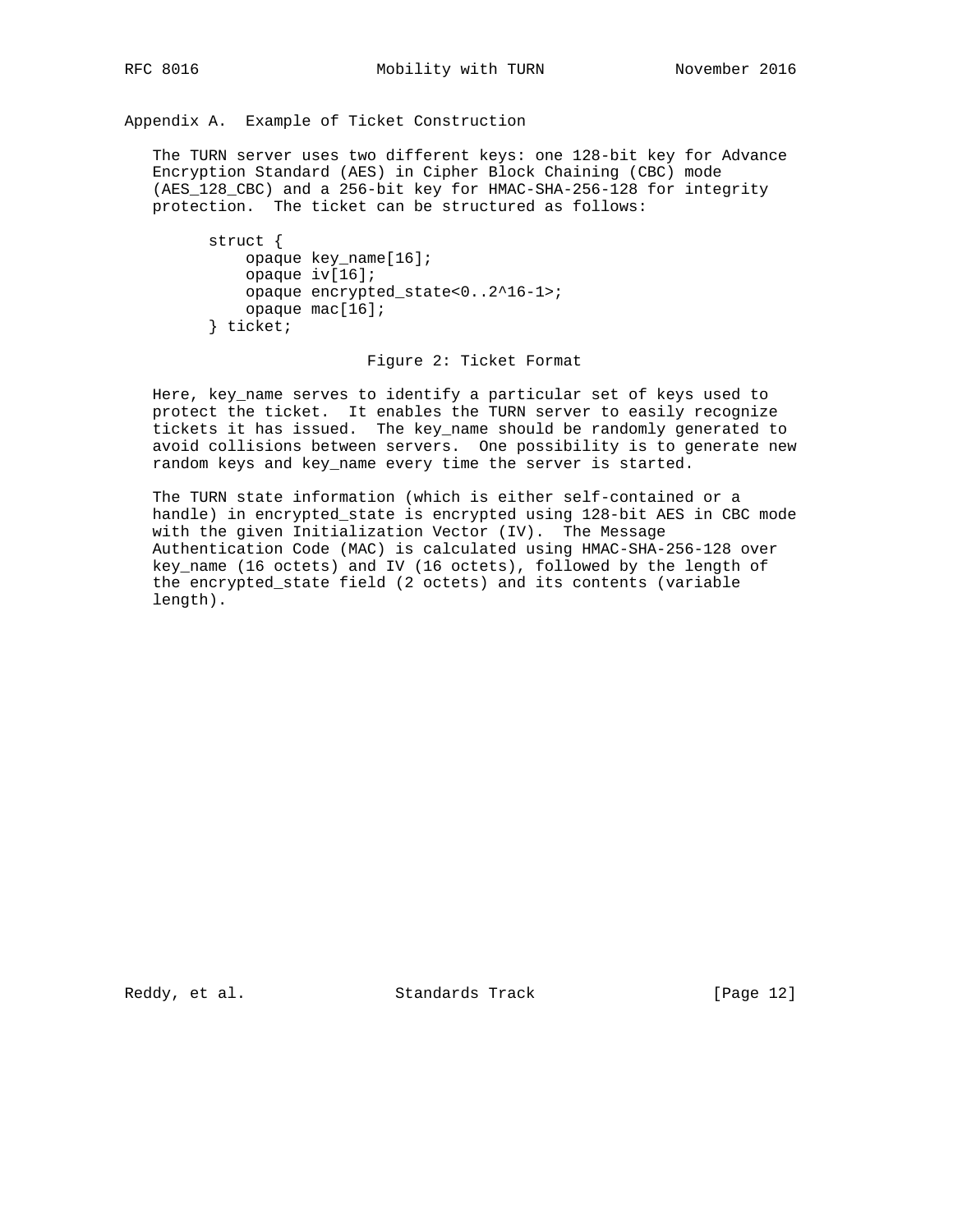## Appendix A. Example of Ticket Construction

The TURN server uses two different keys: one 128-bit key for Advance Encryption Standard (AES) in Cipher Block Chaining (CBC) mode (AES_128_CBC) and a 256-bit key for HMAC-SHA-256-128 for integrity protection. The ticket can be structured as follows:

```
struct {
    opaque key_name[16];
    opaque iv[16];
    opaque encrypted_state<0..2^16-1>;
    opaque mac[16];
} ticket;
```

Figure 2: Ticket Format

Here, key_name serves to identify a particular set of keys used to protect the ticket. It enables the TURN server to easily recognize tickets it has issued. The key_name should be randomly generated to avoid collisions between servers. One possibility is to generate new random keys and key_name every time the server is started.

The TURN state information (which is either self-contained or a handle) in encrypted_state is encrypted using 128-bit AES in CBC mode with the given Initialization Vector (IV). The Message Authentication Code (MAC) is calculated using HMAC-SHA-256-128 over key_name (16 octets) and IV (16 octets), followed by the length of the encrypted_state field (2 octets) and its contents (variable length).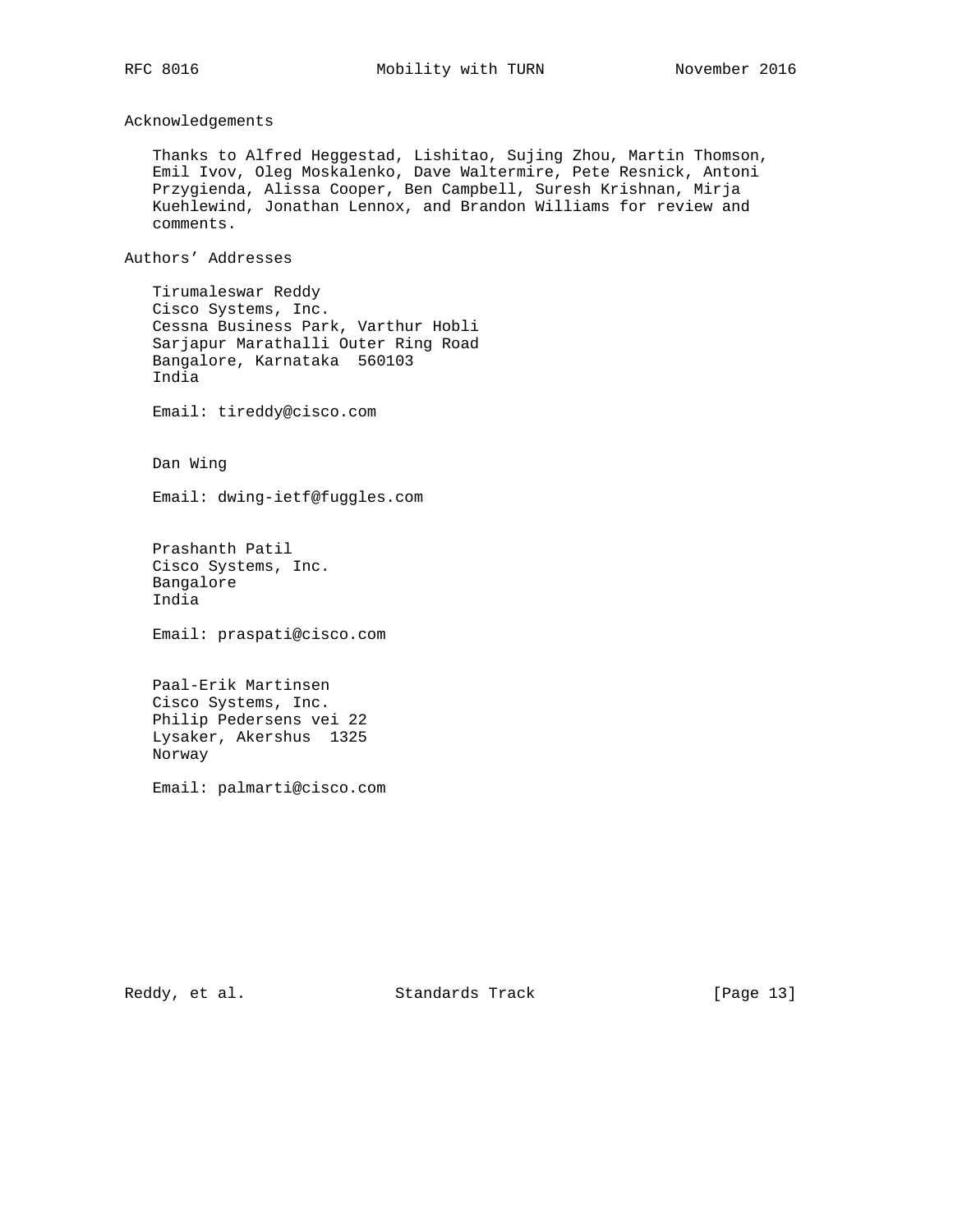## Acknowledgements

Thanks to Alfred Heggestad, Lishitao, Sujing Zhou, Martin Thomson, Emil Ivov, Oleg Moskalenko, Dave Waltermire, Pete Resnick, Antoni Przygienda, Alissa Cooper, Ben Campbell, Suresh Krishnan, Mirja Kuehlewind, Jonathan Lennox, and Brandon Williams for review and comments.

## Authors' Addresses

Tirumaleswar Reddy
Cisco Systems, Inc.
Cessna Business Park, Varthur Hobli
Sarjapur Marathalli Outer Ring Road
Bangalore, Karnataka  560103
India

Email: tireddy@cisco.com

Dan Wing

Email: dwing-ietf@fuggles.com

Prashanth Patil
Cisco Systems, Inc.
Bangalore
India

Email: praspati@cisco.com

Paal-Erik Martinsen
Cisco Systems, Inc.
Philip Pedersens vei 22
Lysaker, Akershus  1325
Norway

Email: palmarti@cisco.com